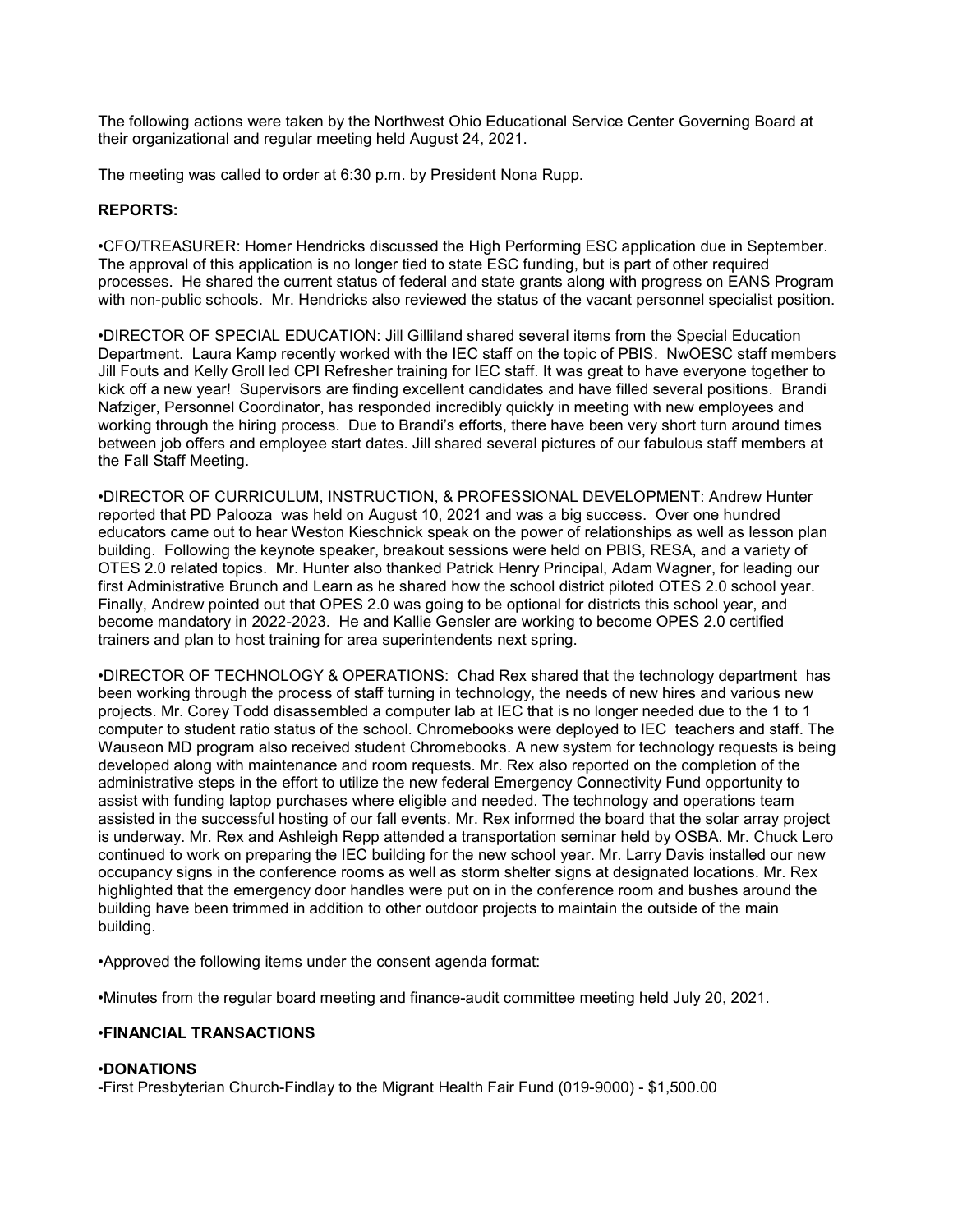The following actions were taken by the Northwest Ohio Educational Service Center Governing Board at their organizational and regular meeting held August 24, 2021.

The meeting was called to order at 6:30 p.m. by President Nona Rupp.

**REPORTS:**

•CFO/TREASURER: Homer Hendricks discussed the High Performing ESC application due in September. The approval of this application is no longer tied to state ESC funding, but is part of other required processes. He shared the current status of federal and state grants along with progress on EANS Program with non-public schools. Mr. Hendricks also reviewed the status of the vacant personnel specialist position.

•DIRECTOR OF SPECIAL EDUCATION: Jill Gilliland shared several items from the Special Education Department. Laura Kamp recently worked with the IEC staff on the topic of PBIS. NwOESC staff members Jill Fouts and Kelly Groll led CPI Refresher training for IEC staff. It was great to have everyone together to kick off a new year! Supervisors are finding excellent candidates and have filled several positions. Brandi Nafziger, Personnel Coordinator, has responded incredibly quickly in meeting with new employees and working through the hiring process. Due to Brandi's efforts, there have been very short turn around times between job offers and employee start dates. Jill shared several pictures of our fabulous staff members at the Fall Staff Meeting.

•DIRECTOR OF CURRICULUM, INSTRUCTION, & PROFESSIONAL DEVELOPMENT: Andrew Hunter reported that PD Palooza was held on August 10, 2021 and was a big success. Over one hundred educators came out to hear Weston Kieschnick speak on the power of relationships as well as lesson plan building. Following the keynote speaker, breakout sessions were held on PBIS, RESA, and a variety of OTES 2.0 related topics. Mr. Hunter also thanked Patrick Henry Principal, Adam Wagner, for leading our first Administrative Brunch and Learn as he shared how the school district piloted OTES 2.0 school year. Finally, Andrew pointed out that OPES 2.0 was going to be optional for districts this school year, and become mandatory in 2022-2023. He and Kallie Gensler are working to become OPES 2.0 certified trainers and plan to host training for area superintendents next spring.

•DIRECTOR OF TECHNOLOGY & OPERATIONS: Chad Rex shared that the technology department has been working through the process of staff turning in technology, the needs of new hires and various new projects. Mr. Corey Todd disassembled a computer lab at IEC that is no longer needed due to the 1 to 1 computer to student ratio status of the school. Chromebooks were deployed to IEC teachers and staff. The Wauseon MD program also received student Chromebooks. A new system for technology requests is being developed along with maintenance and room requests. Mr. Rex also reported on the completion of the administrative steps in the effort to utilize the new federal Emergency Connectivity Fund opportunity to assist with funding laptop purchases where eligible and needed. The technology and operations team assisted in the successful hosting of our fall events. Mr. Rex informed the board that the solar array project is underway. Mr. Rex and Ashleigh Repp attended a transportation seminar held by OSBA. Mr. Chuck Lero continued to work on preparing the IEC building for the new school year. Mr. Larry Davis installed our new occupancy signs in the conference rooms as well as storm shelter signs at designated locations. Mr. Rex highlighted that the emergency door handles were put on in the conference room and bushes around the building have been trimmed in addition to other outdoor projects to maintain the outside of the main building.

•Approved the following items under the consent agenda format:

•Minutes from the regular board meeting and finance-audit committee meeting held July 20, 2021.

**•FINANCIAL TRANSACTIONS**

**•DONATIONS**

-First Presbyterian Church-Findlay to the Migrant Health Fair Fund (019-9000) - $1,500.00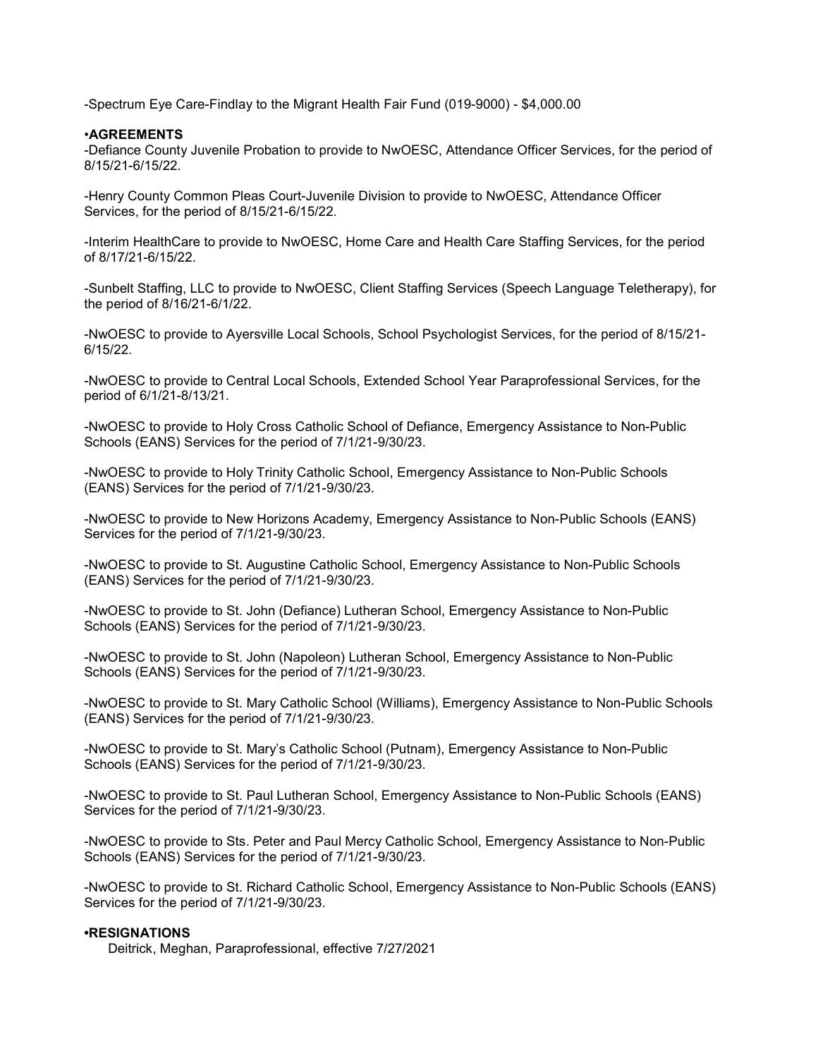-Spectrum Eye Care-Findlay to the Migrant Health Fair Fund (019-9000) - $4,000.00

**•AGREEMENTS**

-Defiance County Juvenile Probation to provide to NwOESC, Attendance Officer Services, for the period of 8/15/21-6/15/22.

-Henry County Common Pleas Court-Juvenile Division to provide to NwOESC, Attendance Officer Services, for the period of 8/15/21-6/15/22.

-Interim HealthCare to provide to NwOESC, Home Care and Health Care Staffing Services, for the period of 8/17/21-6/15/22.

-Sunbelt Staffing, LLC to provide to NwOESC, Client Staffing Services (Speech Language Teletherapy), for the period of 8/16/21-6/1/22.

-NwOESC to provide to Ayersville Local Schools, School Psychologist Services, for the period of 8/15/21-6/15/22.

-NwOESC to provide to Central Local Schools, Extended School Year Paraprofessional Services, for the period of 6/1/21-8/13/21.

-NwOESC to provide to Holy Cross Catholic School of Defiance, Emergency Assistance to Non-Public Schools (EANS) Services for the period of 7/1/21-9/30/23.

-NwOESC to provide to Holy Trinity Catholic School, Emergency Assistance to Non-Public Schools (EANS) Services for the period of 7/1/21-9/30/23.

-NwOESC to provide to New Horizons Academy, Emergency Assistance to Non-Public Schools (EANS) Services for the period of 7/1/21-9/30/23.

-NwOESC to provide to St. Augustine Catholic School, Emergency Assistance to Non-Public Schools (EANS) Services for the period of 7/1/21-9/30/23.

-NwOESC to provide to St. John (Defiance) Lutheran School, Emergency Assistance to Non-Public Schools (EANS) Services for the period of 7/1/21-9/30/23.

-NwOESC to provide to St. John (Napoleon) Lutheran School, Emergency Assistance to Non-Public Schools (EANS) Services for the period of 7/1/21-9/30/23.

-NwOESC to provide to St. Mary Catholic School (Williams), Emergency Assistance to Non-Public Schools (EANS) Services for the period of 7/1/21-9/30/23.

-NwOESC to provide to St. Mary's Catholic School (Putnam), Emergency Assistance to Non-Public Schools (EANS) Services for the period of 7/1/21-9/30/23.

-NwOESC to provide to St. Paul Lutheran School, Emergency Assistance to Non-Public Schools (EANS) Services for the period of 7/1/21-9/30/23.

-NwOESC to provide to Sts. Peter and Paul Mercy Catholic School, Emergency Assistance to Non-Public Schools (EANS) Services for the period of 7/1/21-9/30/23.

-NwOESC to provide to St. Richard Catholic School, Emergency Assistance to Non-Public Schools (EANS) Services for the period of 7/1/21-9/30/23.

**•RESIGNATIONS**

Deitrick, Meghan, Paraprofessional, effective 7/27/2021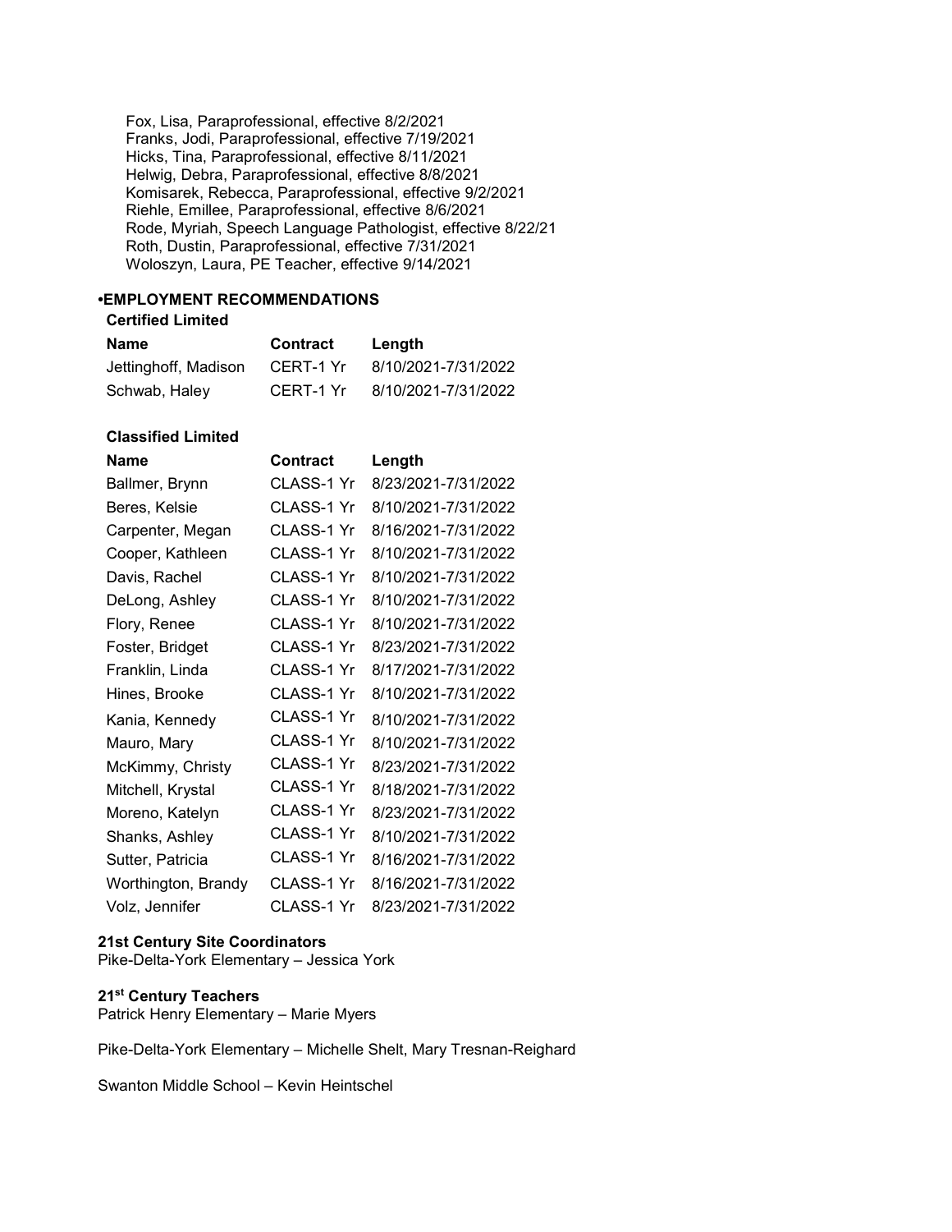Fox, Lisa, Paraprofessional, effective 8/2/2021
Franks, Jodi, Paraprofessional, effective 7/19/2021
Hicks, Tina, Paraprofessional, effective 8/11/2021
Helwig, Debra, Paraprofessional, effective 8/8/2021
Komisarek, Rebecca, Paraprofessional, effective 9/2/2021
Riehle, Emillee, Paraprofessional, effective 8/6/2021
Rode, Myriah, Speech Language Pathologist, effective 8/22/21
Roth, Dustin, Paraprofessional, effective 7/31/2021
Woloszyn, Laura, PE Teacher, effective 9/14/2021

**•EMPLOYMENT RECOMMENDATIONS**

**Certified Limited**

| Name | Contract | Length |
|---|---|---|
| Jettinghoff, Madison | CERT-1 Yr | 8/10/2021-7/31/2022 |
| Schwab, Haley | CERT-1 Yr | 8/10/2021-7/31/2022 |

**Classified Limited**

| Name | Contract | Length |
|---|---|---|
| Ballmer, Brynn | CLASS-1 Yr | 8/23/2021-7/31/2022 |
| Beres, Kelsie | CLASS-1 Yr | 8/10/2021-7/31/2022 |
| Carpenter, Megan | CLASS-1 Yr | 8/16/2021-7/31/2022 |
| Cooper, Kathleen | CLASS-1 Yr | 8/10/2021-7/31/2022 |
| Davis, Rachel | CLASS-1 Yr | 8/10/2021-7/31/2022 |
| DeLong, Ashley | CLASS-1 Yr | 8/10/2021-7/31/2022 |
| Flory, Renee | CLASS-1 Yr | 8/10/2021-7/31/2022 |
| Foster, Bridget | CLASS-1 Yr | 8/23/2021-7/31/2022 |
| Franklin, Linda | CLASS-1 Yr | 8/17/2021-7/31/2022 |
| Hines, Brooke | CLASS-1 Yr | 8/10/2021-7/31/2022 |
| Kania, Kennedy | CLASS-1 Yr | 8/10/2021-7/31/2022 |
| Mauro, Mary | CLASS-1 Yr | 8/10/2021-7/31/2022 |
| McKimmy, Christy | CLASS-1 Yr | 8/23/2021-7/31/2022 |
| Mitchell, Krystal | CLASS-1 Yr | 8/18/2021-7/31/2022 |
| Moreno, Katelyn | CLASS-1 Yr | 8/23/2021-7/31/2022 |
| Shanks, Ashley | CLASS-1 Yr | 8/10/2021-7/31/2022 |
| Sutter, Patricia | CLASS-1 Yr | 8/16/2021-7/31/2022 |
| Worthington, Brandy | CLASS-1 Yr | 8/16/2021-7/31/2022 |
| Volz, Jennifer | CLASS-1 Yr | 8/23/2021-7/31/2022 |

**21st Century Site Coordinators**

Pike-Delta-York Elementary – Jessica York

**21st Century Teachers**

Patrick Henry Elementary – Marie Myers

Pike-Delta-York Elementary – Michelle Shelt, Mary Tresnan-Reighard

Swanton Middle School – Kevin Heintschel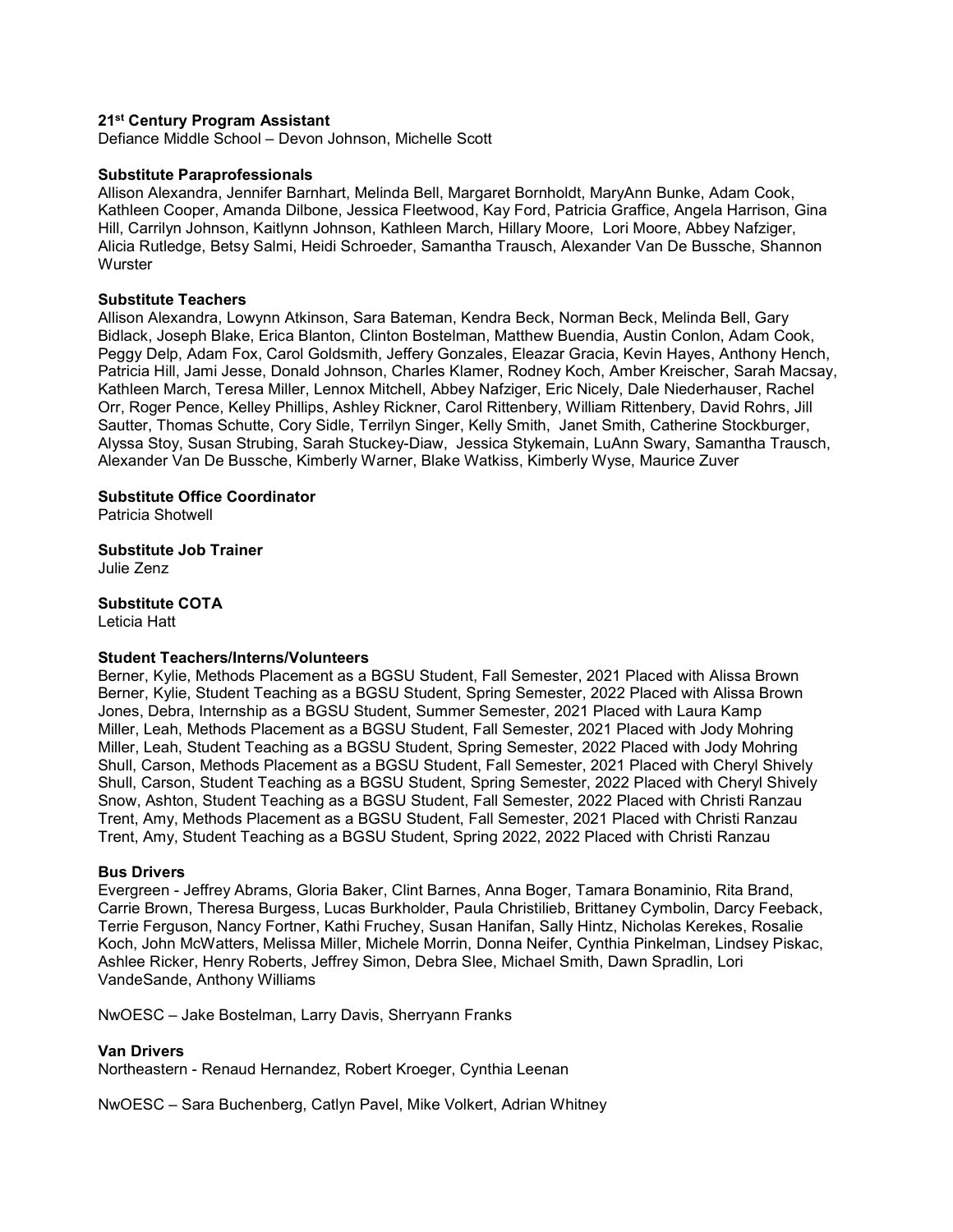**21st Century Program Assistant**
Defiance Middle School – Devon Johnson, Michelle Scott

**Substitute Paraprofessionals**
Allison Alexandra, Jennifer Barnhart, Melinda Bell, Margaret Bornholdt, MaryAnn Bunke, Adam Cook, Kathleen Cooper, Amanda Dilbone, Jessica Fleetwood, Kay Ford, Patricia Graffice, Angela Harrison, Gina Hill, Carrilyn Johnson, Kaitlynn Johnson, Kathleen March, Hillary Moore, Lori Moore, Abbey Nafziger, Alicia Rutledge, Betsy Salmi, Heidi Schroeder, Samantha Trausch, Alexander Van De Bussche, Shannon Wurster

**Substitute Teachers**
Allison Alexandra, Lowynn Atkinson, Sara Bateman, Kendra Beck, Norman Beck, Melinda Bell, Gary Bidlack, Joseph Blake, Erica Blanton, Clinton Bostelman, Matthew Buendia, Austin Conlon, Adam Cook, Peggy Delp, Adam Fox, Carol Goldsmith, Jeffery Gonzales, Eleazar Gracia, Kevin Hayes, Anthony Hench, Patricia Hill, Jami Jesse, Donald Johnson, Charles Klamer, Rodney Koch, Amber Kreischer, Sarah Macsay, Kathleen March, Teresa Miller, Lennox Mitchell, Abbey Nafziger, Eric Nicely, Dale Niederhauser, Rachel Orr, Roger Pence, Kelley Phillips, Ashley Rickner, Carol Rittenbery, William Rittenbery, David Rohrs, Jill Sautter, Thomas Schutte, Cory Sidle, Terrilyn Singer, Kelly Smith, Janet Smith, Catherine Stockburger, Alyssa Stoy, Susan Strubing, Sarah Stuckey-Diaw, Jessica Stykemain, LuAnn Swary, Samantha Trausch, Alexander Van De Bussche, Kimberly Warner, Blake Watkiss, Kimberly Wyse, Maurice Zuver

**Substitute Office Coordinator**
Patricia Shotwell

**Substitute Job Trainer**
Julie Zenz

**Substitute COTA**
Leticia Hatt

**Student Teachers/Interns/Volunteers**
Berner, Kylie, Methods Placement as a BGSU Student, Fall Semester, 2021 Placed with Alissa Brown
Berner, Kylie, Student Teaching as a BGSU Student, Spring Semester, 2022 Placed with Alissa Brown
Jones, Debra, Internship as a BGSU Student, Summer Semester, 2021 Placed with Laura Kamp
Miller, Leah, Methods Placement as a BGSU Student, Fall Semester, 2021 Placed with Jody Mohring
Miller, Leah, Student Teaching as a BGSU Student, Spring Semester, 2022 Placed with Jody Mohring
Shull, Carson, Methods Placement as a BGSU Student, Fall Semester, 2021 Placed with Cheryl Shively
Shull, Carson, Student Teaching as a BGSU Student, Spring Semester, 2022 Placed with Cheryl Shively
Snow, Ashton, Student Teaching as a BGSU Student, Fall Semester, 2022 Placed with Christi Ranzau
Trent, Amy, Methods Placement as a BGSU Student, Fall Semester, 2021 Placed with Christi Ranzau
Trent, Amy, Student Teaching as a BGSU Student, Spring 2022, 2022 Placed with Christi Ranzau

**Bus Drivers**
Evergreen - Jeffrey Abrams, Gloria Baker, Clint Barnes, Anna Boger, Tamara Bonaminio, Rita Brand, Carrie Brown, Theresa Burgess, Lucas Burkholder, Paula Christilieb, Brittaney Cymbolin, Darcy Feeback, Terrie Ferguson, Nancy Fortner, Kathi Fruchey, Susan Hanifan, Sally Hintz, Nicholas Kerekes, Rosalie Koch, John McWatters, Melissa Miller, Michele Morrin, Donna Neifer, Cynthia Pinkelman, Lindsey Piskac, Ashlee Ricker, Henry Roberts, Jeffrey Simon, Debra Slee, Michael Smith, Dawn Spradlin, Lori VandeSande, Anthony Williams

NwOESC – Jake Bostelman, Larry Davis, Sherryann Franks

**Van Drivers**
Northeastern - Renaud Hernandez, Robert Kroeger, Cynthia Leenan

NwOESC – Sara Buchenberg, Catlyn Pavel, Mike Volkert, Adrian Whitney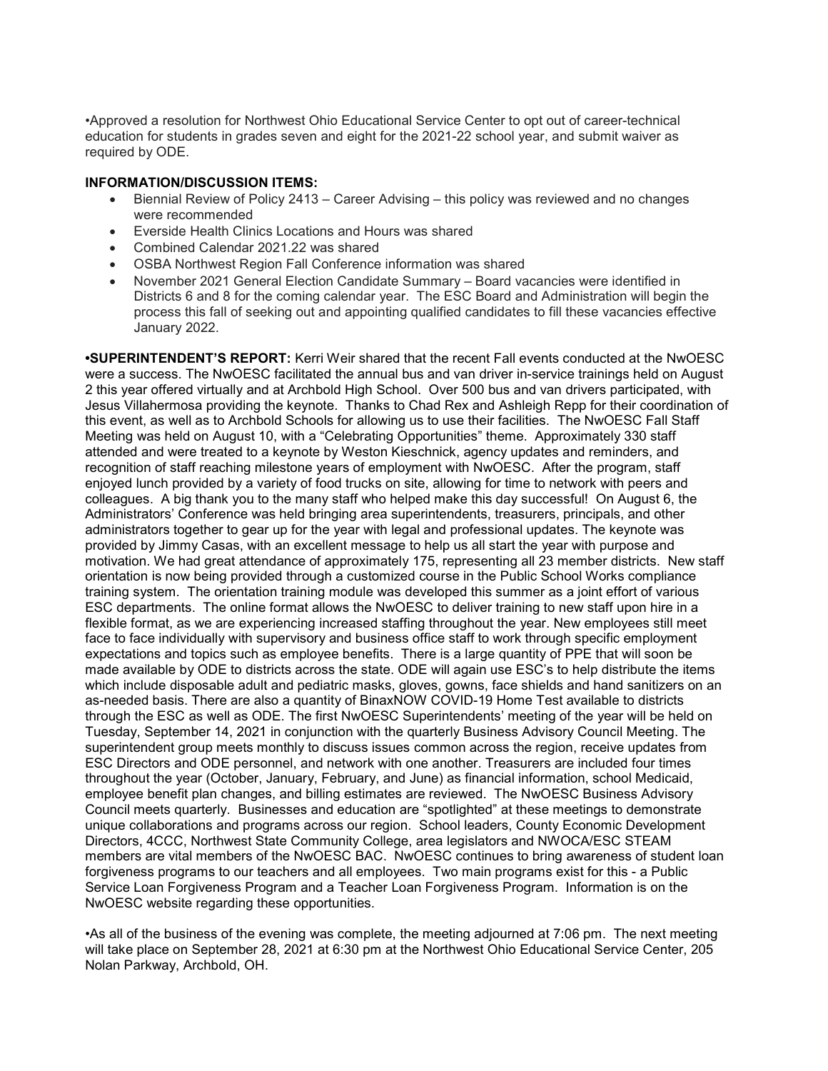•Approved a resolution for Northwest Ohio Educational Service Center to opt out of career-technical education for students in grades seven and eight for the 2021-22 school year, and submit waiver as required by ODE.

**INFORMATION/DISCUSSION ITEMS:**

- Biennial Review of Policy 2413 – Career Advising – this policy was reviewed and no changes were recommended
- Everside Health Clinics Locations and Hours was shared
- Combined Calendar 2021.22 was shared
- OSBA Northwest Region Fall Conference information was shared
- November 2021 General Election Candidate Summary – Board vacancies were identified in Districts 6 and 8 for the coming calendar year. The ESC Board and Administration will begin the process this fall of seeking out and appointing qualified candidates to fill these vacancies effective January 2022.

**•SUPERINTENDENT'S REPORT:** Kerri Weir shared that the recent Fall events conducted at the NwOESC were a success. The NwOESC facilitated the annual bus and van driver in-service trainings held on August 2 this year offered virtually and at Archbold High School. Over 500 bus and van drivers participated, with Jesus Villahermosa providing the keynote. Thanks to Chad Rex and Ashleigh Repp for their coordination of this event, as well as to Archbold Schools for allowing us to use their facilities. The NwOESC Fall Staff Meeting was held on August 10, with a "Celebrating Opportunities" theme. Approximately 330 staff attended and were treated to a keynote by Weston Kieschnick, agency updates and reminders, and recognition of staff reaching milestone years of employment with NwOESC. After the program, staff enjoyed lunch provided by a variety of food trucks on site, allowing for time to network with peers and colleagues. A big thank you to the many staff who helped make this day successful! On August 6, the Administrators' Conference was held bringing area superintendents, treasurers, principals, and other administrators together to gear up for the year with legal and professional updates. The keynote was provided by Jimmy Casas, with an excellent message to help us all start the year with purpose and motivation. We had great attendance of approximately 175, representing all 23 member districts. New staff orientation is now being provided through a customized course in the Public School Works compliance training system. The orientation training module was developed this summer as a joint effort of various ESC departments. The online format allows the NwOESC to deliver training to new staff upon hire in a flexible format, as we are experiencing increased staffing throughout the year. New employees still meet face to face individually with supervisory and business office staff to work through specific employment expectations and topics such as employee benefits. There is a large quantity of PPE that will soon be made available by ODE to districts across the state. ODE will again use ESC's to help distribute the items which include disposable adult and pediatric masks, gloves, gowns, face shields and hand sanitizers on an as-needed basis. There are also a quantity of BinaxNOW COVID-19 Home Test available to districts through the ESC as well as ODE. The first NwOESC Superintendents' meeting of the year will be held on Tuesday, September 14, 2021 in conjunction with the quarterly Business Advisory Council Meeting. The superintendent group meets monthly to discuss issues common across the region, receive updates from ESC Directors and ODE personnel, and network with one another. Treasurers are included four times throughout the year (October, January, February, and June) as financial information, school Medicaid, employee benefit plan changes, and billing estimates are reviewed. The NwOESC Business Advisory Council meets quarterly. Businesses and education are "spotlighted" at these meetings to demonstrate unique collaborations and programs across our region. School leaders, County Economic Development Directors, 4CCC, Northwest State Community College, area legislators and NWOCA/ESC STEAM members are vital members of the NwOESC BAC. NwOESC continues to bring awareness of student loan forgiveness programs to our teachers and all employees. Two main programs exist for this - a Public Service Loan Forgiveness Program and a Teacher Loan Forgiveness Program. Information is on the NwOESC website regarding these opportunities.

•As all of the business of the evening was complete, the meeting adjourned at 7:06 pm. The next meeting will take place on September 28, 2021 at 6:30 pm at the Northwest Ohio Educational Service Center, 205 Nolan Parkway, Archbold, OH.